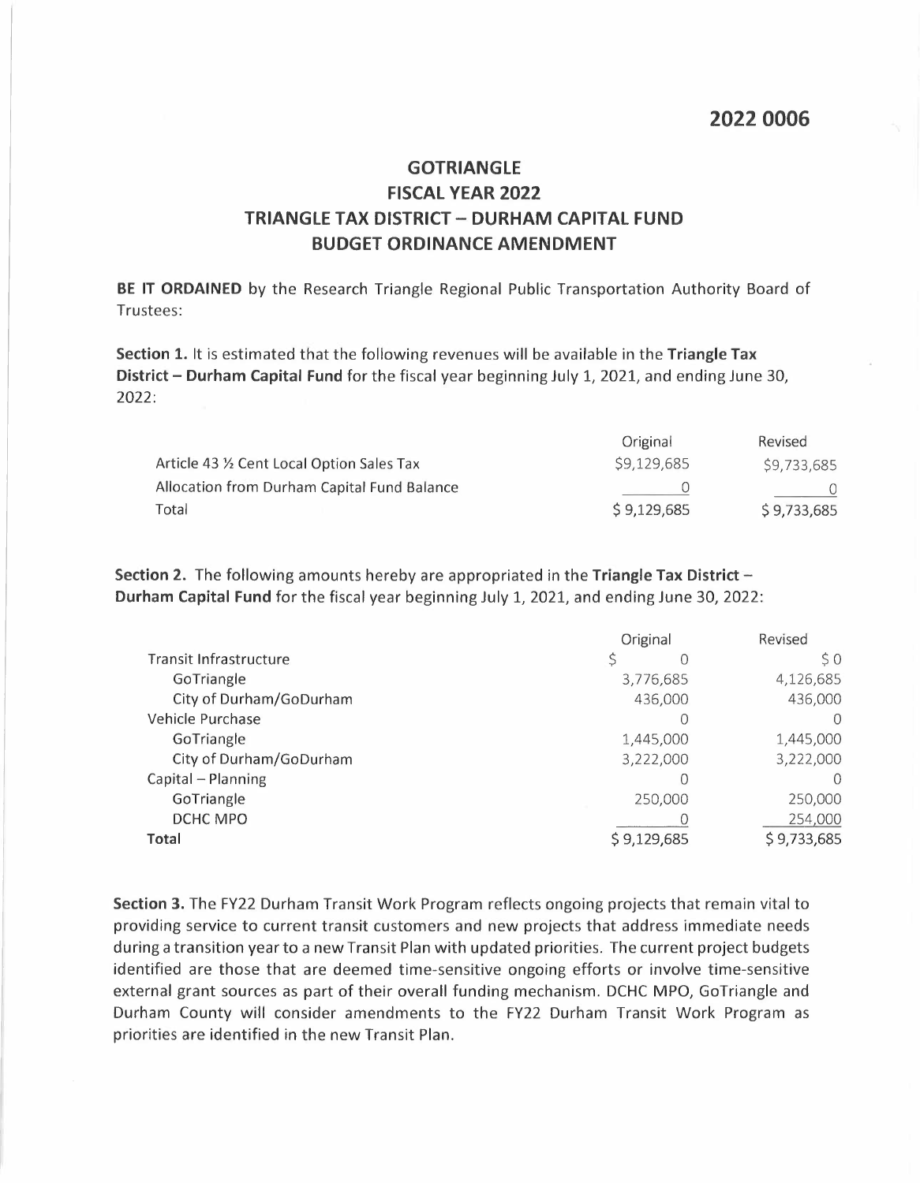2022 0006

# GOTRIANGLE
# FISCAL YEAR 2022
# TRIANGLE TAX DISTRICT – DURHAM CAPITAL FUND
# BUDGET ORDINANCE AMENDMENT

**BE IT ORDAINED** by the Research Triangle Regional Public Transportation Authority Board of Trustees:

**Section 1.** It is estimated that the following revenues will be available in the **Triangle Tax District – Durham Capital Fund** for the fiscal year beginning July 1, 2021, and ending June 30, 2022:

| | Original | Revised |
|---|---|---|
| Article 43 ½ Cent Local Option Sales Tax | $9,129,685 | $9,733,685 |
| Allocation from Durham Capital Fund Balance | 0 | 0 |
| Total | $ 9,129,685 | $ 9,733,685 |

**Section 2.** The following amounts hereby are appropriated in the **Triangle Tax District – Durham Capital Fund** for the fiscal year beginning July 1, 2021, and ending June 30, 2022:

| | Original | Revised |
|---|---|---|
| Transit Infrastructure | $ 0 | $ 0 |
| GoTriangle | 3,776,685 | 4,126,685 |
| City of Durham/GoDurham | 436,000 | 436,000 |
| Vehicle Purchase | 0 | 0 |
| GoTriangle | 1,445,000 | 1,445,000 |
| City of Durham/GoDurham | 3,222,000 | 3,222,000 |
| Capital – Planning | 0 | 0 |
| GoTriangle | 250,000 | 250,000 |
| DCHC MPO | 0 | 254,000 |
| **Total** | $ 9,129,685 | $ 9,733,685 |

**Section 3.** The FY22 Durham Transit Work Program reflects ongoing projects that remain vital to providing service to current transit customers and new projects that address immediate needs during a transition year to a new Transit Plan with updated priorities. The current project budgets identified are those that are deemed time-sensitive ongoing efforts or involve time-sensitive external grant sources as part of their overall funding mechanism. DCHC MPO, GoTriangle and Durham County will consider amendments to the FY22 Durham Transit Work Program as priorities are identified in the new Transit Plan.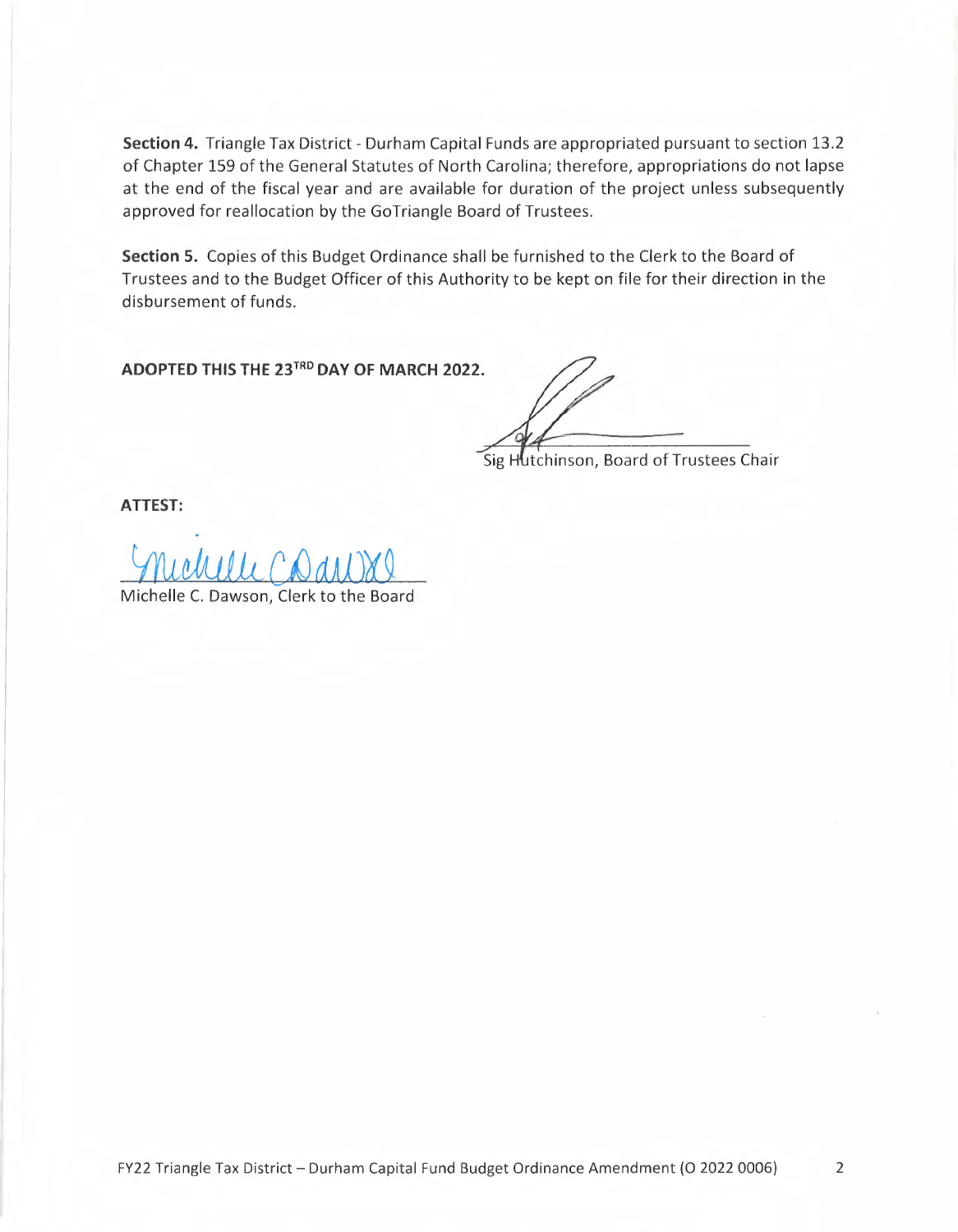**Section 4.** Triangle Tax District - Durham Capital Funds are appropriated pursuant to section 13.2 of Chapter 159 of the General Statutes of North Carolina; therefore, appropriations do not lapse at the end of the fiscal year and are available for duration of the project unless subsequently approved for reallocation by the GoTriangle Board of Trustees.

**Section 5.** Copies of this Budget Ordinance shall be furnished to the Clerk to the Board of Trustees and to the Budget Officer of this Authority to be kept on file for their direction in the disbursement of funds.

**ADOPTED THIS THE 23TRD DAY OF MARCH 2022.**

Sig Hutchinson, Board of Trustees Chair

**ATTEST:**

Michelle C. Dawson, Clerk to the Board